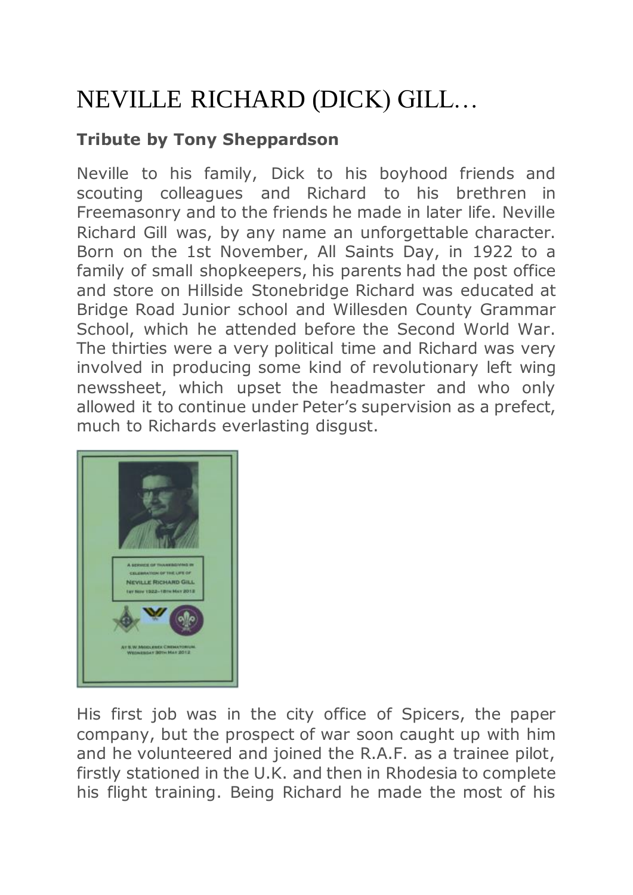# NEVILLE RICHARD (DICK) GILL…

**Tribute by Tony Sheppardson**

Neville to his family, Dick to his boyhood friends and scouting colleagues and Richard to his brethren in Freemasonry and to the friends he made in later life. Neville Richard Gill was, by any name an unforgettable character. Born on the 1st November, All Saints Day, in 1922 to a family of small shopkeepers, his parents had the post office and store on Hillside Stonebridge Richard was educated at Bridge Road Junior school and Willesden County Grammar School, which he attended before the Second World War. The thirties were a very political time and Richard was very involved in producing some kind of revolutionary left wing newssheet, which upset the headmaster and who only allowed it to continue under Peter's supervision as a prefect, much to Richards everlasting disgust.

His first job was in the city office of Spicers, the paper company, but the prospect of war soon caught up with him and he volunteered and joined the R.A.F. as a trainee pilot, firstly stationed in the U.K. and then in Rhodesia to complete his flight training. Being Richard he made the most of his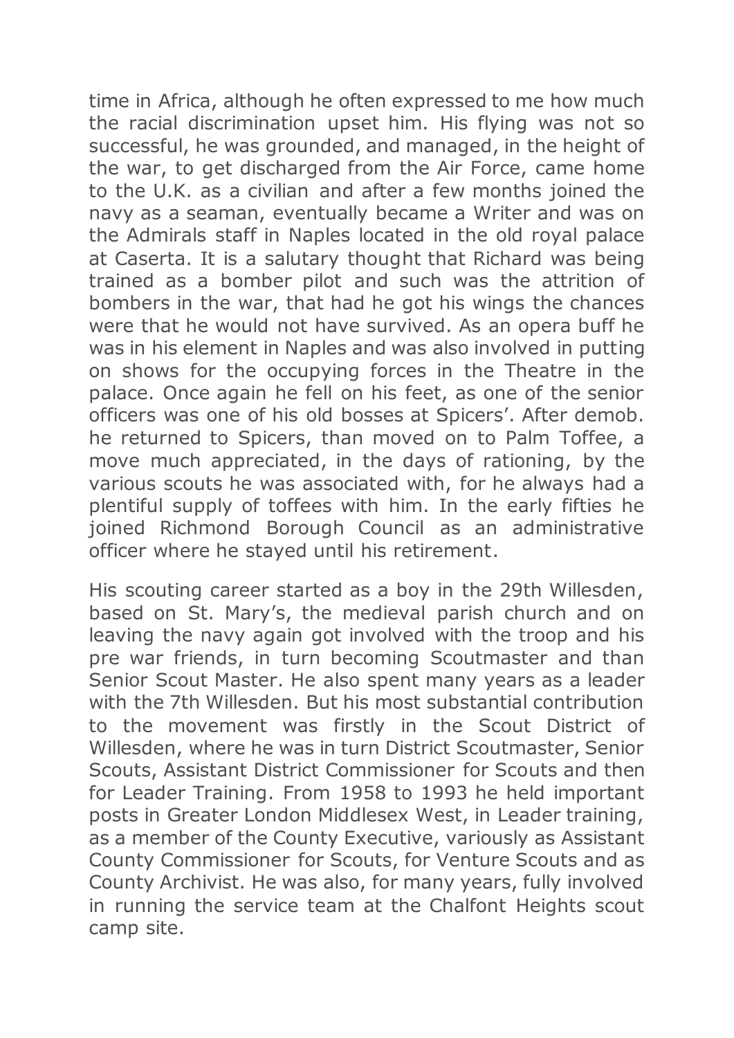time in Africa, although he often expressed to me how much the racial discrimination upset him. His flying was not so successful, he was grounded, and managed, in the height of the war, to get discharged from the Air Force, came home to the U.K. as a civilian and after a few months joined the navy as a seaman, eventually became a Writer and was on the Admirals staff in Naples located in the old royal palace at Caserta. It is a salutary thought that Richard was being trained as a bomber pilot and such was the attrition of bombers in the war, that had he got his wings the chances were that he would not have survived. As an opera buff he was in his element in Naples and was also involved in putting on shows for the occupying forces in the Theatre in the palace. Once again he fell on his feet, as one of the senior officers was one of his old bosses at Spicers'. After demob. he returned to Spicers, than moved on to Palm Toffee, a move much appreciated, in the days of rationing, by the various scouts he was associated with, for he always had a plentiful supply of toffees with him. In the early fifties he joined Richmond Borough Council as an administrative officer where he stayed until his retirement.

His scouting career started as a boy in the 29th Willesden, based on St. Mary's, the medieval parish church and on leaving the navy again got involved with the troop and his pre war friends, in turn becoming Scoutmaster and than Senior Scout Master. He also spent many years as a leader with the 7th Willesden. But his most substantial contribution to the movement was firstly in the Scout District of Willesden, where he was in turn District Scoutmaster, Senior Scouts, Assistant District Commissioner for Scouts and then for Leader Training. From 1958 to 1993 he held important posts in Greater London Middlesex West, in Leader training, as a member of the County Executive, variously as Assistant County Commissioner for Scouts, for Venture Scouts and as County Archivist. He was also, for many years, fully involved in running the service team at the Chalfont Heights scout camp site.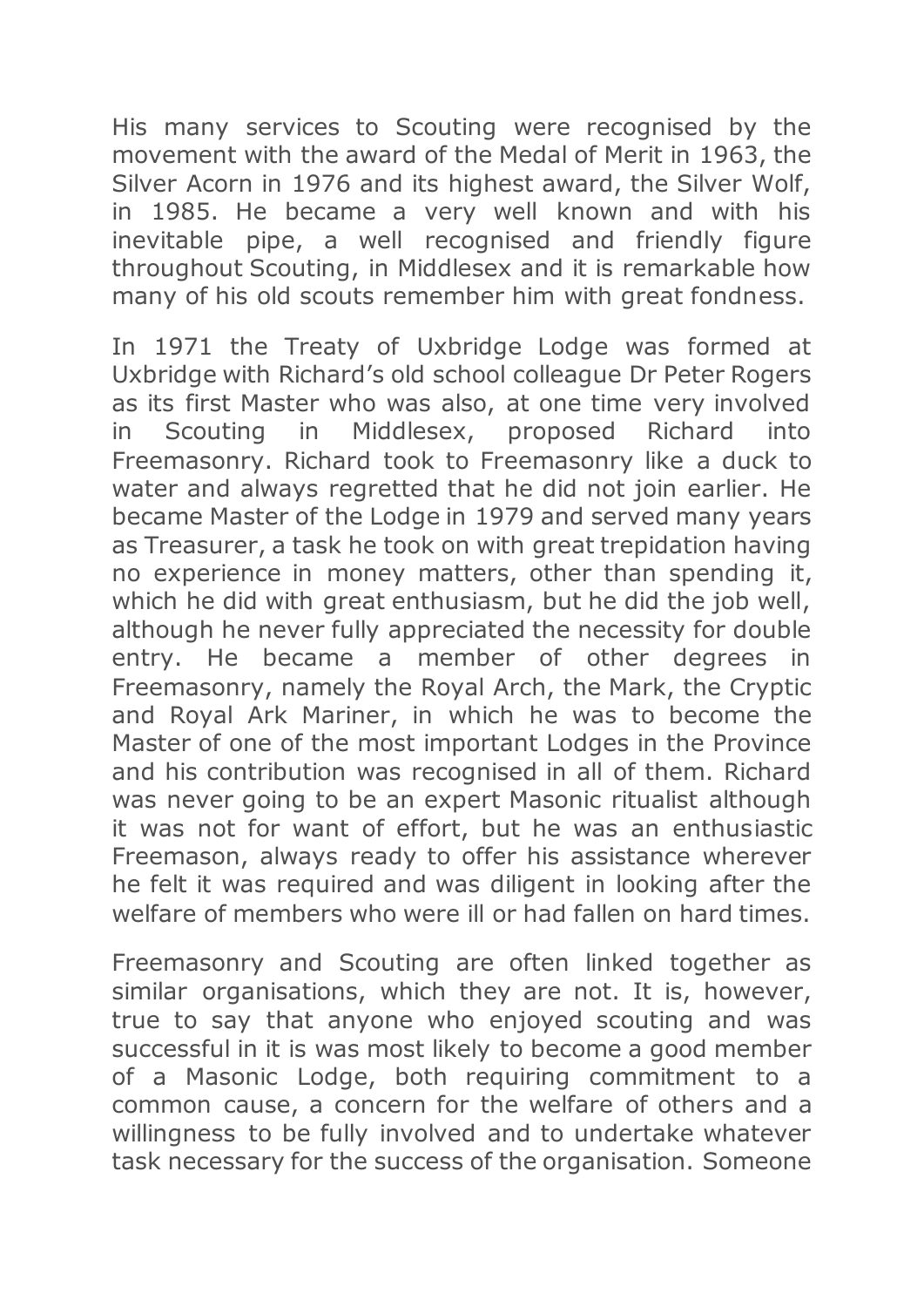His many services to Scouting were recognised by the movement with the award of the Medal of Merit in 1963, the Silver Acorn in 1976 and its highest award, the Silver Wolf, in 1985. He became a very well known and with his inevitable pipe, a well recognised and friendly figure throughout Scouting, in Middlesex and it is remarkable how many of his old scouts remember him with great fondness.

In 1971 the Treaty of Uxbridge Lodge was formed at Uxbridge with Richard's old school colleague Dr Peter Rogers as its first Master who was also, at one time very involved in Scouting in Middlesex, proposed Richard into Freemasonry. Richard took to Freemasonry like a duck to water and always regretted that he did not join earlier. He became Master of the Lodge in 1979 and served many years as Treasurer, a task he took on with great trepidation having no experience in money matters, other than spending it, which he did with great enthusiasm, but he did the job well, although he never fully appreciated the necessity for double entry. He became a member of other degrees in Freemasonry, namely the Royal Arch, the Mark, the Cryptic and Royal Ark Mariner, in which he was to become the Master of one of the most important Lodges in the Province and his contribution was recognised in all of them. Richard was never going to be an expert Masonic ritualist although it was not for want of effort, but he was an enthusiastic Freemason, always ready to offer his assistance wherever he felt it was required and was diligent in looking after the welfare of members who were ill or had fallen on hard times.

Freemasonry and Scouting are often linked together as similar organisations, which they are not. It is, however, true to say that anyone who enjoyed scouting and was successful in it is was most likely to become a good member of a Masonic Lodge, both requiring commitment to a common cause, a concern for the welfare of others and a willingness to be fully involved and to undertake whatever task necessary for the success of the organisation. Someone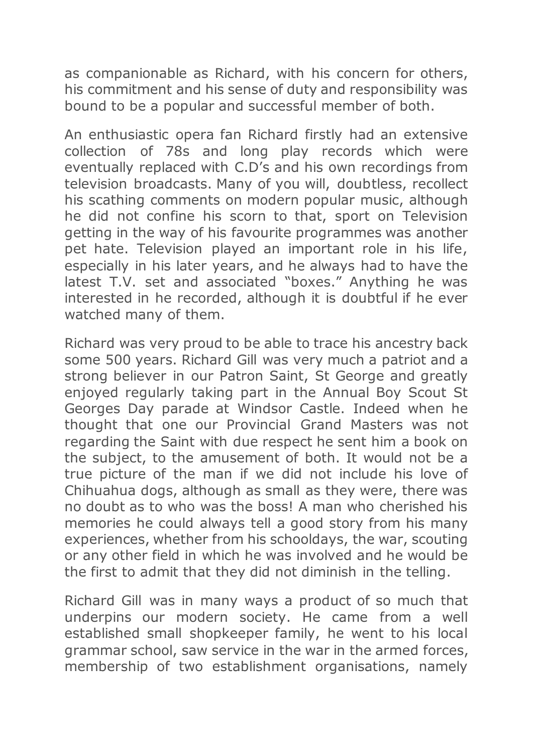as companionable as Richard, with his concern for others, his commitment and his sense of duty and responsibility was bound to be a popular and successful member of both.

An enthusiastic opera fan Richard firstly had an extensive collection of 78s and long play records which were eventually replaced with C.D's and his own recordings from television broadcasts. Many of you will, doubtless, recollect his scathing comments on modern popular music, although he did not confine his scorn to that, sport on Television getting in the way of his favourite programmes was another pet hate. Television played an important role in his life, especially in his later years, and he always had to have the latest T.V. set and associated "boxes." Anything he was interested in he recorded, although it is doubtful if he ever watched many of them.

Richard was very proud to be able to trace his ancestry back some 500 years. Richard Gill was very much a patriot and a strong believer in our Patron Saint, St George and greatly enjoyed regularly taking part in the Annual Boy Scout St Georges Day parade at Windsor Castle. Indeed when he thought that one our Provincial Grand Masters was not regarding the Saint with due respect he sent him a book on the subject, to the amusement of both. It would not be a true picture of the man if we did not include his love of Chihuahua dogs, although as small as they were, there was no doubt as to who was the boss! A man who cherished his memories he could always tell a good story from his many experiences, whether from his schooldays, the war, scouting or any other field in which he was involved and he would be the first to admit that they did not diminish in the telling.

Richard Gill was in many ways a product of so much that underpins our modern society. He came from a well established small shopkeeper family, he went to his local grammar school, saw service in the war in the armed forces, membership of two establishment organisations, namely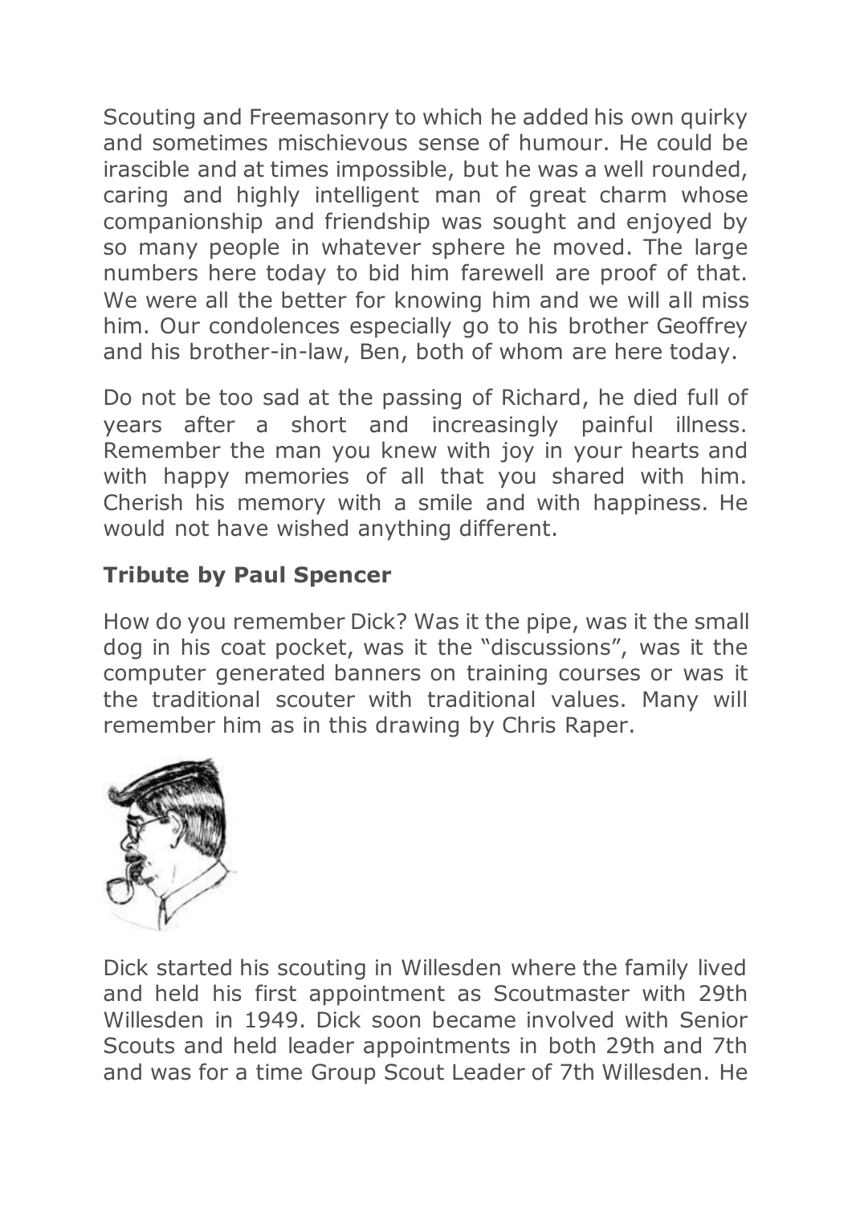Scouting and Freemasonry to which he added his own quirky and sometimes mischievous sense of humour. He could be irascible and at times impossible, but he was a well rounded, caring and highly intelligent man of great charm whose companionship and friendship was sought and enjoyed by so many people in whatever sphere he moved. The large numbers here today to bid him farewell are proof of that. We were all the better for knowing him and we will all miss him. Our condolences especially go to his brother Geoffrey and his brother-in-law, Ben, both of whom are here today.

Do not be too sad at the passing of Richard, he died full of years after a short and increasingly painful illness. Remember the man you knew with joy in your hearts and with happy memories of all that you shared with him. Cherish his memory with a smile and with happiness. He would not have wished anything different.

### Tribute by Paul Spencer

How do you remember Dick? Was it the pipe, was it the small dog in his coat pocket, was it the "discussions", was it the computer generated banners on training courses or was it the traditional scouter with traditional values. Many will remember him as in this drawing by Chris Raper.

Dick started his scouting in Willesden where the family lived and held his first appointment as Scoutmaster with 29th Willesden in 1949. Dick soon became involved with Senior Scouts and held leader appointments in both 29th and 7th and was for a time Group Scout Leader of 7th Willesden. He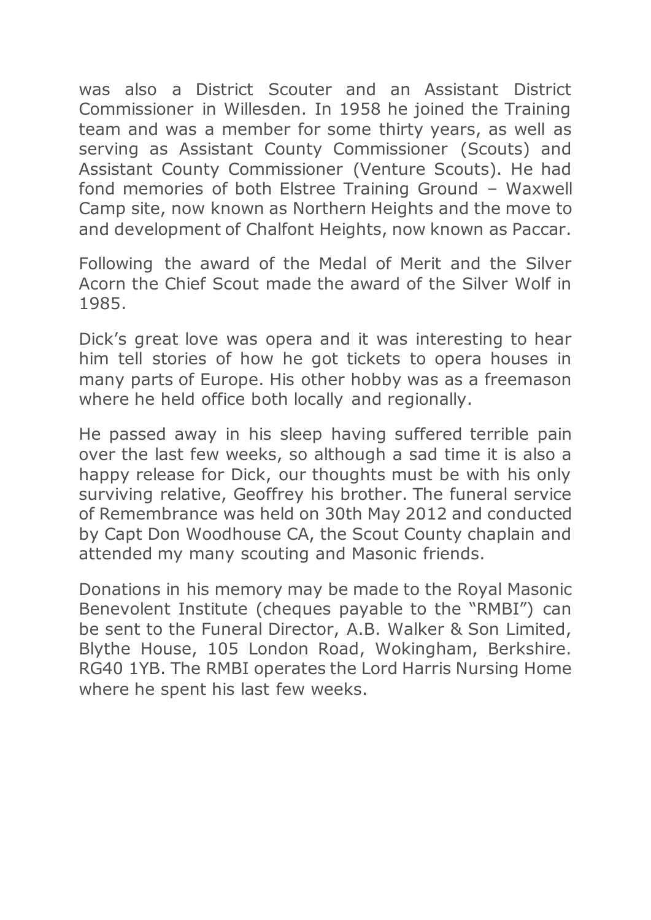was also a District Scouter and an Assistant District Commissioner in Willesden. In 1958 he joined the Training team and was a member for some thirty years, as well as serving as Assistant County Commissioner (Scouts) and Assistant County Commissioner (Venture Scouts). He had fond memories of both Elstree Training Ground – Waxwell Camp site, now known as Northern Heights and the move to and development of Chalfont Heights, now known as Paccar.

Following the award of the Medal of Merit and the Silver Acorn the Chief Scout made the award of the Silver Wolf in 1985.

Dick's great love was opera and it was interesting to hear him tell stories of how he got tickets to opera houses in many parts of Europe. His other hobby was as a freemason where he held office both locally and regionally.

He passed away in his sleep having suffered terrible pain over the last few weeks, so although a sad time it is also a happy release for Dick, our thoughts must be with his only surviving relative, Geoffrey his brother. The funeral service of Remembrance was held on 30th May 2012 and conducted by Capt Don Woodhouse CA, the Scout County chaplain and attended my many scouting and Masonic friends.

Donations in his memory may be made to the Royal Masonic Benevolent Institute (cheques payable to the "RMBI") can be sent to the Funeral Director, A.B. Walker & Son Limited, Blythe House, 105 London Road, Wokingham, Berkshire. RG40 1YB. The RMBI operates the Lord Harris Nursing Home where he spent his last few weeks.